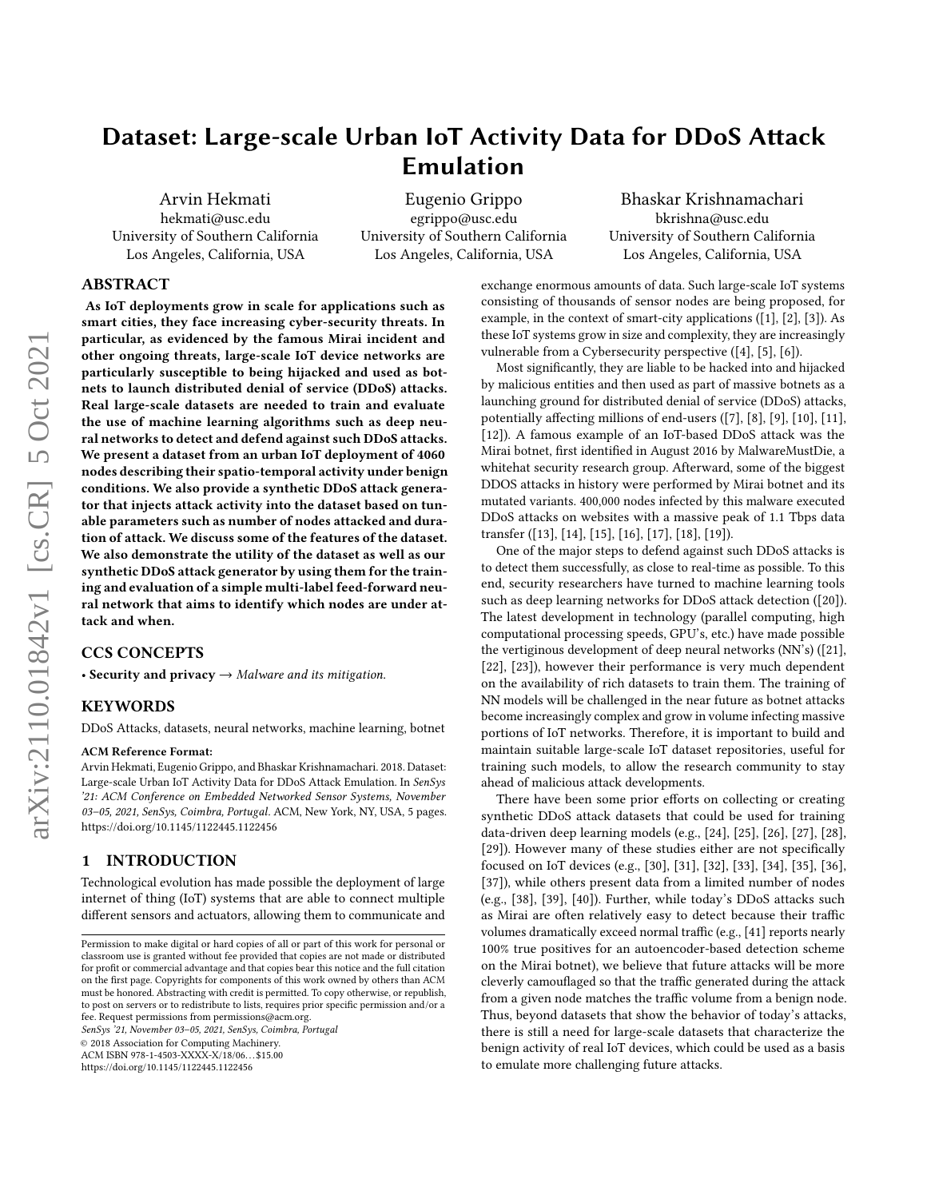# Dataset: Large-scale Urban IoT Activity Data for DDoS Attack Emulation

Arvin Hekmati
hekmati@usc.edu
University of Southern California
Los Angeles, California, USA

Eugenio Grippo
egrippo@usc.edu
University of Southern California
Los Angeles, California, USA

Bhaskar Krishnamachari
bkrishna@usc.edu
University of Southern California
Los Angeles, California, USA

## ABSTRACT

**As IoT deployments grow in scale for applications such as smart cities, they face increasing cyber-security threats. In particular, as evidenced by the famous Mirai incident and other ongoing threats, large-scale IoT device networks are particularly susceptible to being hijacked and used as botnets to launch distributed denial of service (DDoS) attacks. Real large-scale datasets are needed to train and evaluate the use of machine learning algorithms such as deep neural networks to detect and defend against such DDoS attacks. We present a dataset from an urban IoT deployment of 4060 nodes describing their spatio-temporal activity under benign conditions. We also provide a synthetic DDoS attack generator that injects attack activity into the dataset based on tunable parameters such as number of nodes attacked and duration of attack. We discuss some of the features of the dataset. We also demonstrate the utility of the dataset as well as our synthetic DDoS attack generator by using them for the training and evaluation of a simple multi-label feed-forward neural network that aims to identify which nodes are under attack and when.**

## CCS CONCEPTS

• **Security and privacy** → *Malware and its mitigation.*

## KEYWORDS

DDoS Attacks, datasets, neural networks, machine learning, botnet

**ACM Reference Format:**
Arvin Hekmati, Eugenio Grippo, and Bhaskar Krishnamachari. 2018. Dataset: Large-scale Urban IoT Activity Data for DDoS Attack Emulation. In *SenSys '21: ACM Conference on Embedded Networked Sensor Systems, November 03–05, 2021, SenSys, Coimbra, Portugal.* ACM, New York, NY, USA, 5 pages. https://doi.org/10.1145/1122445.1122456

## 1 INTRODUCTION

Technological evolution has made possible the deployment of large internet of thing (IoT) systems that are able to connect multiple different sensors and actuators, allowing them to communicate and exchange enormous amounts of data. Such large-scale IoT systems consisting of thousands of sensor nodes are being proposed, for example, in the context of smart-city applications ([1], [2], [3]). As these IoT systems grow in size and complexity, they are increasingly vulnerable from a Cybersecurity perspective ([4], [5], [6]).

Most significantly, they are liable to be hacked into and hijacked by malicious entities and then used as part of massive botnets as a launching ground for distributed denial of service (DDoS) attacks, potentially affecting millions of end-users ([7], [8], [9], [10], [11], [12]). A famous example of an IoT-based DDoS attack was the Mirai botnet, first identified in August 2016 by MalwareMustDie, a whitehat security research group. Afterward, some of the biggest DDOS attacks in history were performed by Mirai botnet and its mutated variants. 400,000 nodes infected by this malware executed DDoS attacks on websites with a massive peak of 1.1 Tbps data transfer ([13], [14], [15], [16], [17], [18], [19]).

One of the major steps to defend against such DDoS attacks is to detect them successfully, as close to real-time as possible. To this end, security researchers have turned to machine learning tools such as deep learning networks for DDoS attack detection ([20]). The latest development in technology (parallel computing, high computational processing speeds, GPU's, etc.) have made possible the vertiginous development of deep neural networks (NN's) ([21], [22], [23]), however their performance is very much dependent on the availability of rich datasets to train them. The training of NN models will be challenged in the near future as botnet attacks become increasingly complex and grow in volume infecting massive portions of IoT networks. Therefore, it is important to build and maintain suitable large-scale IoT dataset repositories, useful for training such models, to allow the research community to stay ahead of malicious attack developments.

There have been some prior efforts on collecting or creating synthetic DDoS attack datasets that could be used for training data-driven deep learning models (e.g., [24], [25], [26], [27], [28], [29]). However many of these studies either are not specifically focused on IoT devices (e.g., [30], [31], [32], [33], [34], [35], [36], [37]), while others present data from a limited number of nodes (e.g., [38], [39], [40]). Further, while today's DDoS attacks such as Mirai are often relatively easy to detect because their traffic volumes dramatically exceed normal traffic (e.g., [41] reports nearly 100% true positives for an autoencoder-based detection scheme on the Mirai botnet), we believe that future attacks will be more cleverly camouflaged so that the traffic generated during the attack from a given node matches the traffic volume from a benign node. Thus, beyond datasets that show the behavior of today's attacks, there is still a need for large-scale datasets that characterize the benign activity of real IoT devices, which could be used as a basis to emulate more challenging future attacks.

Permission to make digital or hard copies of all or part of this work for personal or classroom use is granted without fee provided that copies are not made or distributed for profit or commercial advantage and that copies bear this notice and the full citation on the first page. Copyrights for components of this work owned by others than ACM must be honored. Abstracting with credit is permitted. To copy otherwise, or republish, to post on servers or to redistribute to lists, requires prior specific permission and/or a fee. Request permissions from permissions@acm.org.
*SenSys '21, November 03–05, 2021, SenSys, Coimbra, Portugal*
© 2018 Association for Computing Machinery.
ACM ISBN 978-1-4503-XXXX-X/18/06…$15.00
https://doi.org/10.1145/1122445.1122456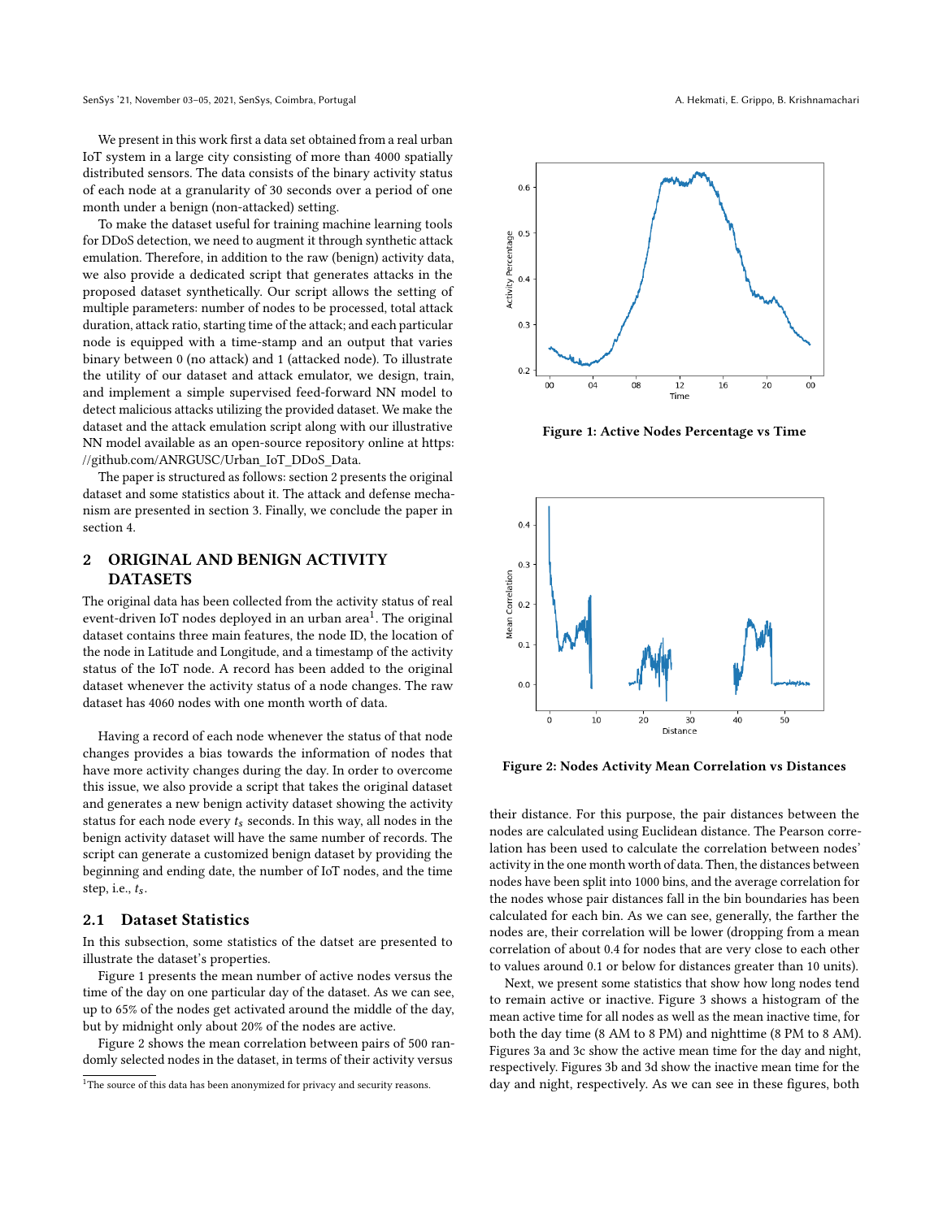We present in this work first a data set obtained from a real urban IoT system in a large city consisting of more than 4000 spatially distributed sensors. The data consists of the binary activity status of each node at a granularity of 30 seconds over a period of one month under a benign (non-attacked) setting.

To make the dataset useful for training machine learning tools for DDoS detection, we need to augment it through synthetic attack emulation. Therefore, in addition to the raw (benign) activity data, we also provide a dedicated script that generates attacks in the proposed dataset synthetically. Our script allows the setting of multiple parameters: number of nodes to be processed, total attack duration, attack ratio, starting time of the attack; and each particular node is equipped with a time-stamp and an output that varies binary between 0 (no attack) and 1 (attacked node). To illustrate the utility of our dataset and attack emulator, we design, train, and implement a simple supervised feed-forward NN model to detect malicious attacks utilizing the provided dataset. We make the dataset and the attack emulation script along with our illustrative NN model available as an open-source repository online at https://github.com/ANRGUSC/Urban_IoT_DDoS_Data.

The paper is structured as follows: section 2 presents the original dataset and some statistics about it. The attack and defense mechanism are presented in section 3. Finally, we conclude the paper in section 4.

## 2 ORIGINAL AND BENIGN ACTIVITY DATASETS

The original data has been collected from the activity status of real event-driven IoT nodes deployed in an urban area[1]. The original dataset contains three main features, the node ID, the location of the node in Latitude and Longitude, and a timestamp of the activity status of the IoT node. A record has been added to the original dataset whenever the activity status of a node changes. The raw dataset has 4060 nodes with one month worth of data.

Having a record of each node whenever the status of that node changes provides a bias towards the information of nodes that have more activity changes during the day. In order to overcome this issue, we also provide a script that takes the original dataset and generates a new benign activity dataset showing the activity status for each node every $t_s$ seconds. In this way, all nodes in the benign activity dataset will have the same number of records. The script can generate a customized benign dataset by providing the beginning and ending date, the number of IoT nodes, and the time step, i.e., $t_s$.

### 2.1 Dataset Statistics

In this subsection, some statistics of the datset are presented to illustrate the dataset's properties.

Figure 1 presents the mean number of active nodes versus the time of the day on one particular day of the dataset. As we can see, up to 65% of the nodes get activated around the middle of the day, but by midnight only about 20% of the nodes are active.

Figure 2 shows the mean correlation between pairs of 500 randomly selected nodes in the dataset, in terms of their activity versus their distance. For this purpose, the pair distances between the nodes are calculated using Euclidean distance. The Pearson correlation has been used to calculate the correlation between nodes' activity in the one month worth of data. Then, the distances between nodes have been split into 1000 bins, and the average correlation for the nodes whose pair distances fall in the bin boundaries has been calculated for each bin. As we can see, generally, the farther the nodes are, their correlation will be lower (dropping from a mean correlation of about 0.4 for nodes that are very close to each other to values around 0.1 or below for distances greater than 10 units).

**Figure 1: Active Nodes Percentage vs Time**

**Figure 2: Nodes Activity Mean Correlation vs Distances**

Next, we present some statistics that show how long nodes tend to remain active or inactive. Figure 3 shows a histogram of the mean active time for all nodes as well as the mean inactive time, for both the day time (8 AM to 8 PM) and nighttime (8 PM to 8 AM). Figures 3a and 3c show the active mean time for the day and night, respectively. Figures 3b and 3d show the inactive mean time for the day and night, respectively. As we can see in these figures, both

[1] The source of this data has been anonymized for privacy and security reasons.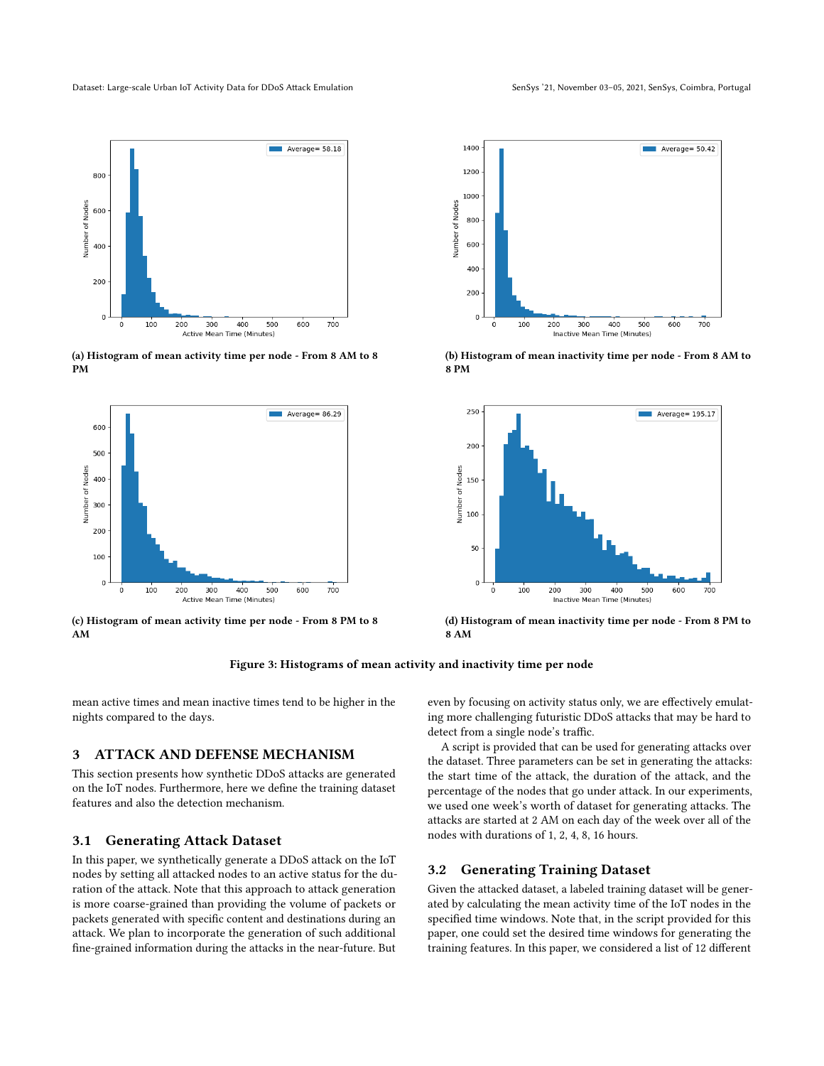(a) Histogram of mean activity time per node - From 8 AM to 8 PM

(b) Histogram of mean inactivity time per node - From 8 AM to 8 PM

(c) Histogram of mean activity time per node - From 8 PM to 8 AM

(d) Histogram of mean inactivity time per node - From 8 PM to 8 AM

**Figure 3: Histograms of mean activity and inactivity time per node**

mean active times and mean inactive times tend to be higher in the nights compared to the days.

## 3 ATTACK AND DEFENSE MECHANISM

This section presents how synthetic DDoS attacks are generated on the IoT nodes. Furthermore, here we define the training dataset features and also the detection mechanism.

### 3.1 Generating Attack Dataset

In this paper, we synthetically generate a DDoS attack on the IoT nodes by setting all attacked nodes to an active status for the duration of the attack. Note that this approach to attack generation is more coarse-grained than providing the volume of packets or packets generated with specific content and destinations during an attack. We plan to incorporate the generation of such additional fine-grained information during the attacks in the near-future. But even by focusing on activity status only, we are effectively emulating more challenging futuristic DDoS attacks that may be hard to detect from a single node's traffic.

A script is provided that can be used for generating attacks over the dataset. Three parameters can be set in generating the attacks: the start time of the attack, the duration of the attack, and the percentage of the nodes that go under attack. In our experiments, we used one week's worth of dataset for generating attacks. The attacks are started at 2 AM on each day of the week over all of the nodes with durations of 1, 2, 4, 8, 16 hours.

### 3.2 Generating Training Dataset

Given the attacked dataset, a labeled training dataset will be generated by calculating the mean activity time of the IoT nodes in the specified time windows. Note that, in the script provided for this paper, one could set the desired time windows for generating the training features. In this paper, we considered a list of 12 different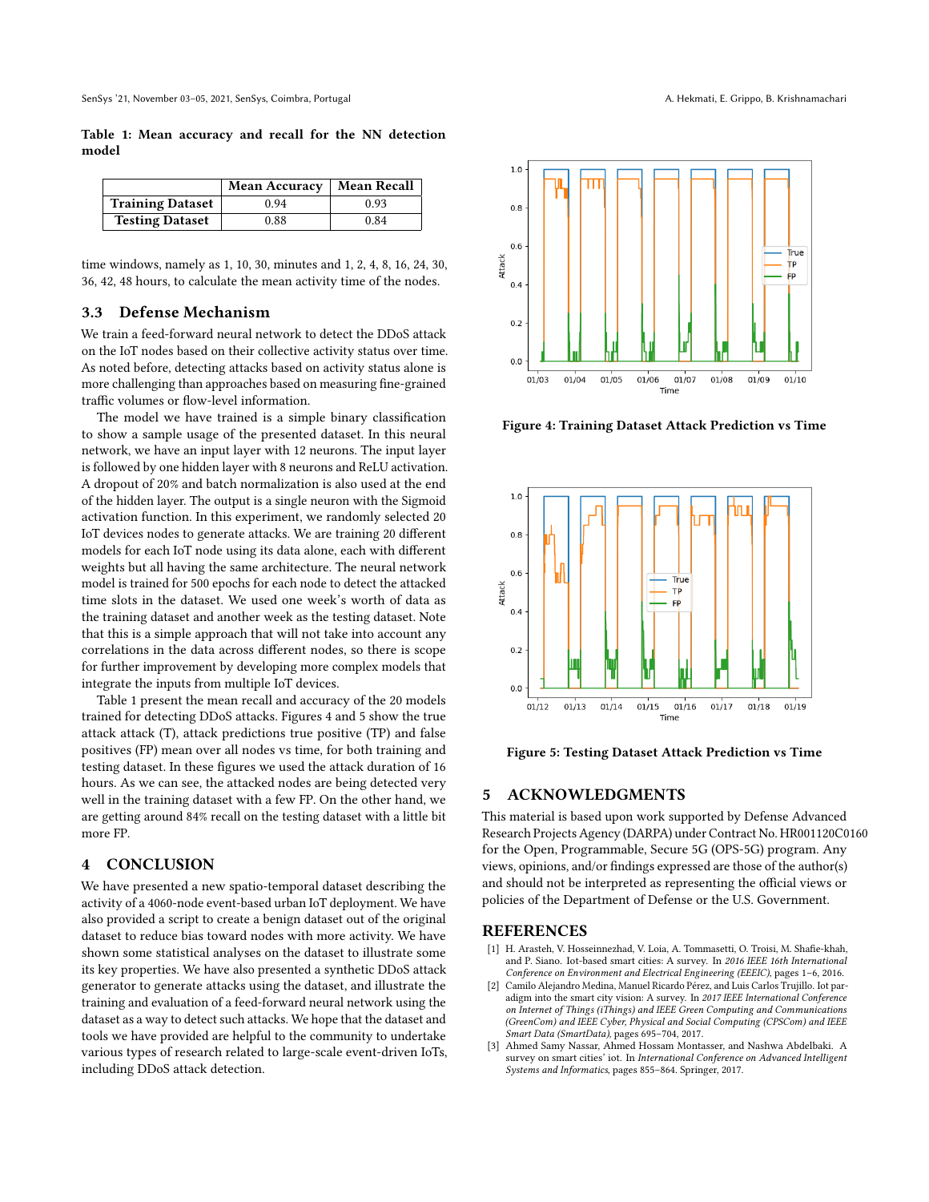**Table 1: Mean accuracy and recall for the NN detection model**

| | Mean Accuracy | Mean Recall |
|---|---|---|
| **Training Dataset** | 0.94 | 0.93 |
| **Testing Dataset** | 0.88 | 0.84 |

time windows, namely as 1, 10, 30, minutes and 1, 2, 4, 8, 16, 24, 30, 36, 42, 48 hours, to calculate the mean activity time of the nodes.

## 3.3 Defense Mechanism

We train a feed-forward neural network to detect the DDoS attack on the IoT nodes based on their collective activity status over time. As noted before, detecting attacks based on activity status alone is more challenging than approaches based on measuring fine-grained traffic volumes or flow-level information.

The model we have trained is a simple binary classification to show a sample usage of the presented dataset. In this neural network, we have an input layer with 12 neurons. The input layer is followed by one hidden layer with 8 neurons and ReLU activation. A dropout of 20% and batch normalization is also used at the end of the hidden layer. The output is a single neuron with the Sigmoid activation function. In this experiment, we randomly selected 20 IoT devices nodes to generate attacks. We are training 20 different models for each IoT node using its data alone, each with different weights but all having the same architecture. The neural network model is trained for 500 epochs for each node to detect the attacked time slots in the dataset. We used one week's worth of data as the training dataset and another week as the testing dataset. Note that this is a simple approach that will not take into account any correlations in the data across different nodes, so there is scope for further improvement by developing more complex models that integrate the inputs from multiple IoT devices.

Table 1 present the mean recall and accuracy of the 20 models trained for detecting DDoS attacks. Figures 4 and 5 show the true attack attack (T), attack predictions true positive (TP) and false positives (FP) mean over all nodes vs time, for both training and testing dataset. In these figures we used the attack duration of 16 hours. As we can see, the attacked nodes are being detected very well in the training dataset with a few FP. On the other hand, we are getting around 84% recall on the testing dataset with a little bit more FP.

# 4 CONCLUSION

We have presented a new spatio-temporal dataset describing the activity of a 4060-node event-based urban IoT deployment. We have also provided a script to create a benign dataset out of the original dataset to reduce bias toward nodes with more activity. We have shown some statistical analyses on the dataset to illustrate some its key properties. We have also presented a synthetic DDoS attack generator to generate attacks using the dataset, and illustrate the training and evaluation of a feed-forward neural network using the dataset as a way to detect such attacks. We hope that the dataset and tools we have provided are helpful to the community to undertake various types of research related to large-scale event-driven IoTs, including DDoS attack detection.

**Figure 4: Training Dataset Attack Prediction vs Time**

**Figure 5: Testing Dataset Attack Prediction vs Time**

# 5 ACKNOWLEDGMENTS

This material is based upon work supported by Defense Advanced Research Projects Agency (DARPA) under Contract No. HR001120C0160 for the Open, Programmable, Secure 5G (OPS-5G) program. Any views, opinions, and/or findings expressed are those of the author(s) and should not be interpreted as representing the official views or policies of the Department of Defense or the U.S. Government.

# REFERENCES

[1] H. Arasteh, V. Hosseinnezhad, V. Loia, A. Tommasetti, O. Troisi, M. Shafie-khah, and P. Siano. Iot-based smart cities: A survey. In *2016 IEEE 16th International Conference on Environment and Electrical Engineering (EEEIC)*, pages 1–6, 2016.

[2] Camilo Alejandro Medina, Manuel Ricardo Pérez, and Luis Carlos Trujillo. Iot paradigm into the smart city vision: A survey. In *2017 IEEE International Conference on Internet of Things (iThings) and IEEE Green Computing and Communications (GreenCom) and IEEE Cyber, Physical and Social Computing (CPSCom) and IEEE Smart Data (SmartData)*, pages 695–704, 2017.

[3] Ahmed Samy Nassar, Ahmed Hossam Montasser, and Nashwa Abdelbaki. A survey on smart cities' iot. In *International Conference on Advanced Intelligent Systems and Informatics*, pages 855–864. Springer, 2017.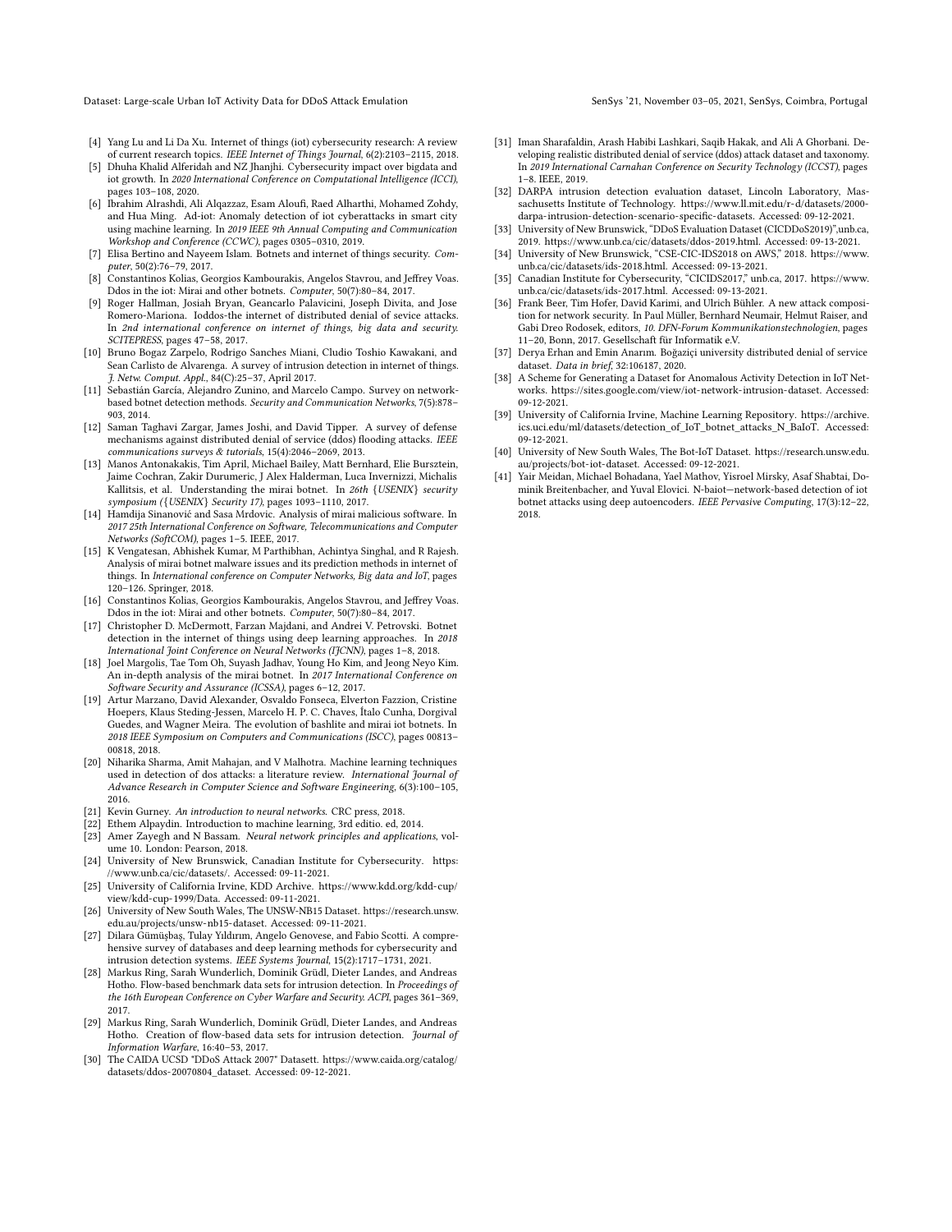[4] Yang Lu and Li Da Xu. Internet of things (iot) cybersecurity research: A review of current research topics. *IEEE Internet of Things Journal*, 6(2):2103–2115, 2018.

[5] Dhuha Khalid Alferidah and NZ Jhanjhi. Cybersecurity impact over bigdata and iot growth. In *2020 International Conference on Computational Intelligence (ICCI)*, pages 103–108, 2020.

[6] Ibrahim Alrashdi, Ali Alqazzaz, Esam Aloufi, Raed Alharthi, Mohamed Zohdy, and Hua Ming. Ad-iot: Anomaly detection of iot cyberattacks in smart city using machine learning. In *2019 IEEE 9th Annual Computing and Communication Workshop and Conference (CCWC)*, pages 0305–0310, 2019.

[7] Elisa Bertino and Nayeem Islam. Botnets and internet of things security. *Computer*, 50(2):76–79, 2017.

[8] Constantinos Kolias, Georgios Kambourakis, Angelos Stavrou, and Jeffrey Voas. Ddos in the iot: Mirai and other botnets. *Computer*, 50(7):80–84, 2017.

[9] Roger Hallman, Josiah Bryan, Geancarlo Palavicini, Joseph Divita, and Jose Romero-Mariona. Ioddos-the internet of distributed denial of sevice attacks. In *2nd international conference on internet of things, big data and security. SCITEPRESS*, pages 47–58, 2017.

[10] Bruno Bogaz Zarpelo, Rodrigo Sanches Miani, Cludio Toshio Kawakani, and Sean Carlisto de Alvarenga. A survey of intrusion detection in internet of things. *J. Netw. Comput. Appl.*, 84(C):25–37, April 2017.

[11] Sebastián García, Alejandro Zunino, and Marcelo Campo. Survey on network-based botnet detection methods. *Security and Communication Networks*, 7(5):878–903, 2014.

[12] Saman Taghavi Zargar, James Joshi, and David Tipper. A survey of defense mechanisms against distributed denial of service (ddos) flooding attacks. *IEEE communications surveys & tutorials*, 15(4):2046–2069, 2013.

[13] Manos Antonakakis, Tim April, Michael Bailey, Matt Bernhard, Elie Bursztein, Jaime Cochran, Zakir Durumeric, J Alex Halderman, Luca Invernizzi, Michalis Kallitsis, et al. Understanding the mirai botnet. In *26th {USENIX} security symposium ({USENIX} Security 17)*, pages 1093–1110, 2017.

[14] Hamdija Sinanović and Sasa Mrdovic. Analysis of mirai malicious software. In *2017 25th International Conference on Software, Telecommunications and Computer Networks (SoftCOM)*, pages 1–5. IEEE, 2017.

[15] K Vengatesan, Abhishek Kumar, M Parthibhan, Achintya Singhal, and R Rajesh. Analysis of mirai botnet malware issues and its prediction methods in internet of things. In *International conference on Computer Networks, Big data and IoT*, pages 120–126. Springer, 2018.

[16] Constantinos Kolias, Georgios Kambourakis, Angelos Stavrou, and Jeffrey Voas. Ddos in the iot: Mirai and other botnets. *Computer*, 50(7):80–84, 2017.

[17] Christopher D. McDermott, Farzan Majdani, and Andrei V. Petrovski. Botnet detection in the internet of things using deep learning approaches. In *2018 International Joint Conference on Neural Networks (IJCNN)*, pages 1–8, 2018.

[18] Joel Margolis, Tae Tom Oh, Suyash Jadhav, Young Ho Kim, and Jeong Neyo Kim. An in-depth analysis of the mirai botnet. In *2017 International Conference on Software Security and Assurance (ICSSA)*, pages 6–12, 2017.

[19] Artur Marzano, David Alexander, Osvaldo Fonseca, Elverton Fazzion, Cristine Hoepers, Klaus Steding-Jessen, Marcelo H. P. C. Chaves, Ítalo Cunha, Dorgival Guedes, and Wagner Meira. The evolution of bashlite and mirai iot botnets. In *2018 IEEE Symposium on Computers and Communications (ISCC)*, pages 00813–00818, 2018.

[20] Niharika Sharma, Amit Mahajan, and V Malhotra. Machine learning techniques used in detection of dos attacks: a literature review. *International Journal of Advance Research in Computer Science and Software Engineering*, 6(3):100–105, 2016.

[21] Kevin Gurney. *An introduction to neural networks*. CRC press, 2018.

[22] Ethem Alpaydin. Introduction to machine learning, 3rd editio. ed, 2014.

[23] Amer Zayegh and N Bassam. *Neural network principles and applications*, volume 10. London: Pearson, 2018.

[24] University of New Brunswick, Canadian Institute for Cybersecurity. https://www.unb.ca/cic/datasets/. Accessed: 09-11-2021.

[25] University of California Irvine, KDD Archive. https://www.kdd.org/kdd-cup/view/kdd-cup-1999/Data. Accessed: 09-11-2021.

[26] University of New South Wales, The UNSW-NB15 Dataset. https://research.unsw.edu.au/projects/unsw-nb15-dataset. Accessed: 09-11-2021.

[27] Dilara Gümüşbaş, Tulay Yıldırım, Angelo Genovese, and Fabio Scotti. A comprehensive survey of databases and deep learning methods for cybersecurity and intrusion detection systems. *IEEE Systems Journal*, 15(2):1717–1731, 2021.

[28] Markus Ring, Sarah Wunderlich, Dominik Grüdl, Dieter Landes, and Andreas Hotho. Flow-based benchmark data sets for intrusion detection. In *Proceedings of the 16th European Conference on Cyber Warfare and Security. ACPI*, pages 361–369, 2017.

[29] Markus Ring, Sarah Wunderlich, Dominik Grüdl, Dieter Landes, and Andreas Hotho. Creation of flow-based data sets for intrusion detection. *Journal of Information Warfare*, 16:40–53, 2017.

[30] The CAIDA UCSD "DDoS Attack 2007" Datasett. https://www.caida.org/catalog/datasets/ddos-20070804_dataset. Accessed: 09-12-2021.

[31] Iman Sharafaldin, Arash Habibi Lashkari, Saqib Hakak, and Ali A Ghorbani. Developing realistic distributed denial of service (ddos) attack dataset and taxonomy. In *2019 International Carnahan Conference on Security Technology (ICCST)*, pages 1–8. IEEE, 2019.

[32] DARPA intrusion detection evaluation dataset, Lincoln Laboratory, Massachusetts Institute of Technology. https://www.ll.mit.edu/r-d/datasets/2000-darpa-intrusion-detection-scenario-specific-datasets. Accessed: 09-12-2021.

[33] University of New Brunswick, "DDoS Evaluation Dataset (CICDDoS2019)",unb.ca, 2019. https://www.unb.ca/cic/datasets/ddos-2019.html. Accessed: 09-13-2021.

[34] University of New Brunswick, "CSE-CIC-IDS2018 on AWS," 2018. https://www.unb.ca/cic/datasets/ids-2018.html. Accessed: 09-13-2021.

[35] Canadian Institute for Cybersecurity, "CICIDS2017," unb.ca, 2017. https://www.unb.ca/cic/datasets/ids-2017.html. Accessed: 09-13-2021.

[36] Frank Beer, Tim Hofer, David Karimi, and Ulrich Bühler. A new attack composition for network security. In Paul Müller, Bernhard Neumair, Helmut Raiser, and Gabi Dreo Rodosek, editors, *10. DFN-Forum Kommunikationstechnologien*, pages 11–20, Bonn, 2017. Gesellschaft für Informatik e.V.

[37] Derya Erhan and Emin Anarım. Boğaziçi university distributed denial of service dataset. *Data in brief*, 32:106187, 2020.

[38] A Scheme for Generating a Dataset for Anomalous Activity Detection in IoT Networks. https://sites.google.com/view/iot-network-intrusion-dataset. Accessed: 09-12-2021.

[39] University of California Irvine, Machine Learning Repository. https://archive.ics.uci.edu/ml/datasets/detection_of_IoT_botnet_attacks_N_BaIoT. Accessed: 09-12-2021.

[40] University of New South Wales, The Bot-IoT Dataset. https://research.unsw.edu.au/projects/bot-iot-dataset. Accessed: 09-12-2021.

[41] Yair Meidan, Michael Bohadana, Yael Mathov, Yisroel Mirsky, Asaf Shabtai, Dominik Breitenbacher, and Yuval Elovici. N-baiot—network-based detection of iot botnet attacks using deep autoencoders. *IEEE Pervasive Computing*, 17(3):12–22, 2018.